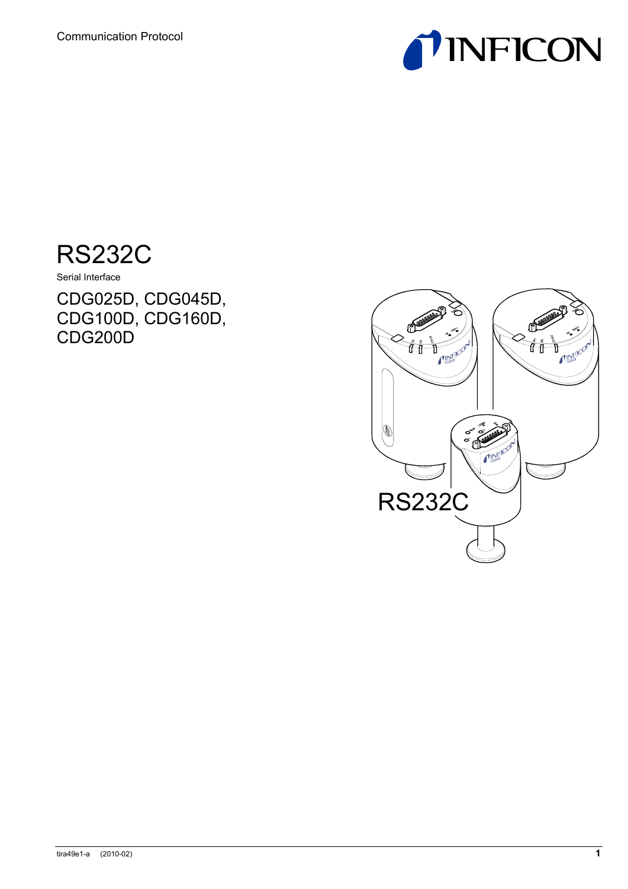Communication Protocol

INFICON

# RS232C

Serial Interface

## CDG025D, CDG045D, CDG100D, CDG160D, CDG200D

tira49e1-a (2010-02)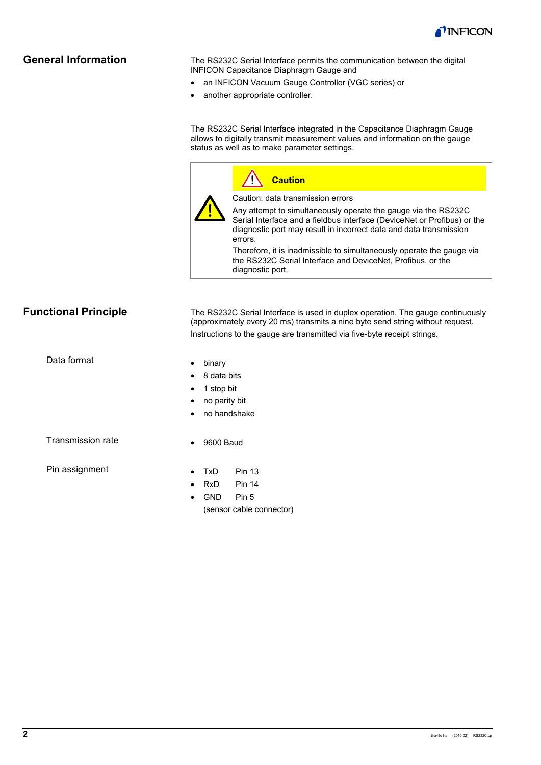## General Information

The RS232C Serial Interface permits the communication between the digital INFICON Capacitance Diaphragm Gauge and

- an INFICON Vacuum Gauge Controller (VGC series) or
- another appropriate controller.

The RS232C Serial Interface integrated in the Capacitance Diaphragm Gauge allows to digitally transmit measurement values and information on the gauge status as well as to make parameter settings.

> **Caution**
>
> Caution: data transmission errors
>
> Any attempt to simultaneously operate the gauge via the RS232C Serial Interface and a fieldbus interface (DeviceNet or Profibus) or the diagnostic port may result in incorrect data and data transmission errors.
>
> Therefore, it is inadmissible to simultaneously operate the gauge via the RS232C Serial Interface and DeviceNet, Profibus, or the diagnostic port.

## Functional Principle

The RS232C Serial Interface is used in duplex operation. The gauge continuously (approximately every 20 ms) transmits a nine byte send string without request.

Instructions to the gauge are transmitted via five-byte receipt strings.

### Data format

- binary
- 8 data bits
- 1 stop bit
- no parity bit
- no handshake

### Transmission rate

- 9600 Baud

### Pin assignment

- TxD Pin 13
- RxD Pin 14
- GND Pin 5

(sensor cable connector)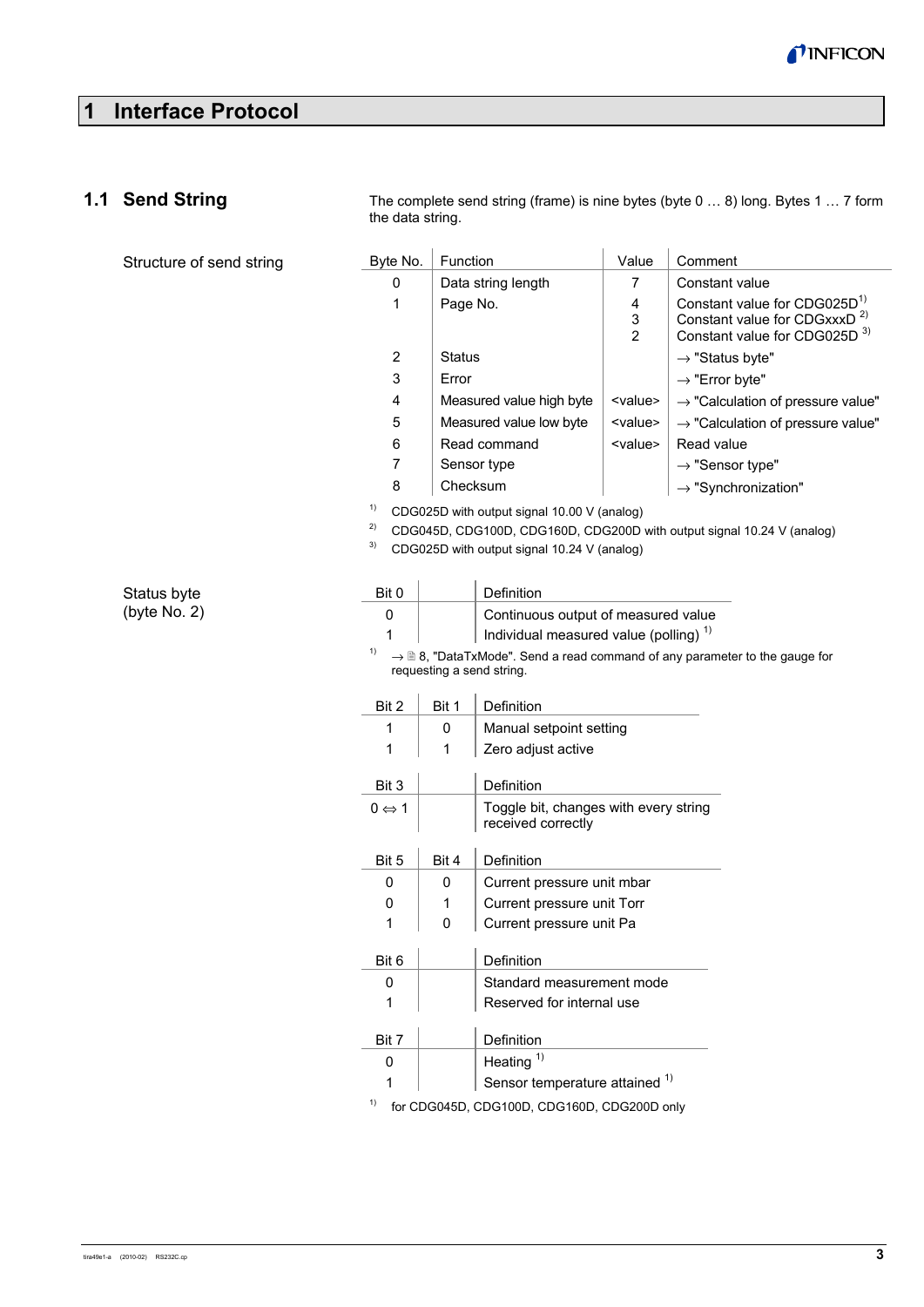# 1 Interface Protocol

## 1.1 Send String

The complete send string (frame) is nine bytes (byte 0 … 8) long. Bytes 1 … 7 form the data string.

**Structure of send string**

| Byte No. | Function | Value | Comment |
|---|---|---|---|
| 0 | Data string length | 7 | Constant value |
| 1 | Page No. | 4<br>3<br>2 | Constant value for CDG025D [1]<br>Constant value for CDGxxxD [2]<br>Constant value for CDG025D [3] |
| 2 | Status | | → "Status byte" |
| 3 | Error | | → "Error byte" |
| 4 | Measured value high byte | <value> | → "Calculation of pressure value" |
| 5 | Measured value low byte | <value> | → "Calculation of pressure value" |
| 6 | Read command | <value> | Read value |
| 7 | Sensor type | | → "Sensor type" |
| 8 | Checksum | | → "Synchronization" |

[1] CDG025D with output signal 10.00 V (analog)
[2] CDG045D, CDG100D, CDG160D, CDG200D with output signal 10.24 V (analog)
[3] CDG025D with output signal 10.24 V (analog)

**Status byte (byte No. 2)**

| Bit 0 | | Definition |
|---|---|---|
| 0 | | Continuous output of measured value |
| 1 | | Individual measured value (polling) [1] |

[1] → 🗎 8, "DataTxMode". Send a read command of any parameter to the gauge for requesting a send string.

| Bit 2 | Bit 1 | Definition |
|---|---|---|
| 1 | 0 | Manual setpoint setting |
| 1 | 1 | Zero adjust active |

| Bit 3 | | Definition |
|---|---|---|
| 0 ⇔ 1 | | Toggle bit, changes with every string received correctly |

| Bit 5 | Bit 4 | Definition |
|---|---|---|
| 0 | 0 | Current pressure unit mbar |
| 0 | 1 | Current pressure unit Torr |
| 1 | 0 | Current pressure unit Pa |

| Bit 6 | | Definition |
|---|---|---|
| 0 | | Standard measurement mode |
| 1 | | Reserved for internal use |

| Bit 7 | | Definition |
|---|---|---|
| 0 | | Heating [1] |
| 1 | | Sensor temperature attained [1] |

[1] for CDG045D, CDG100D, CDG160D, CDG200D only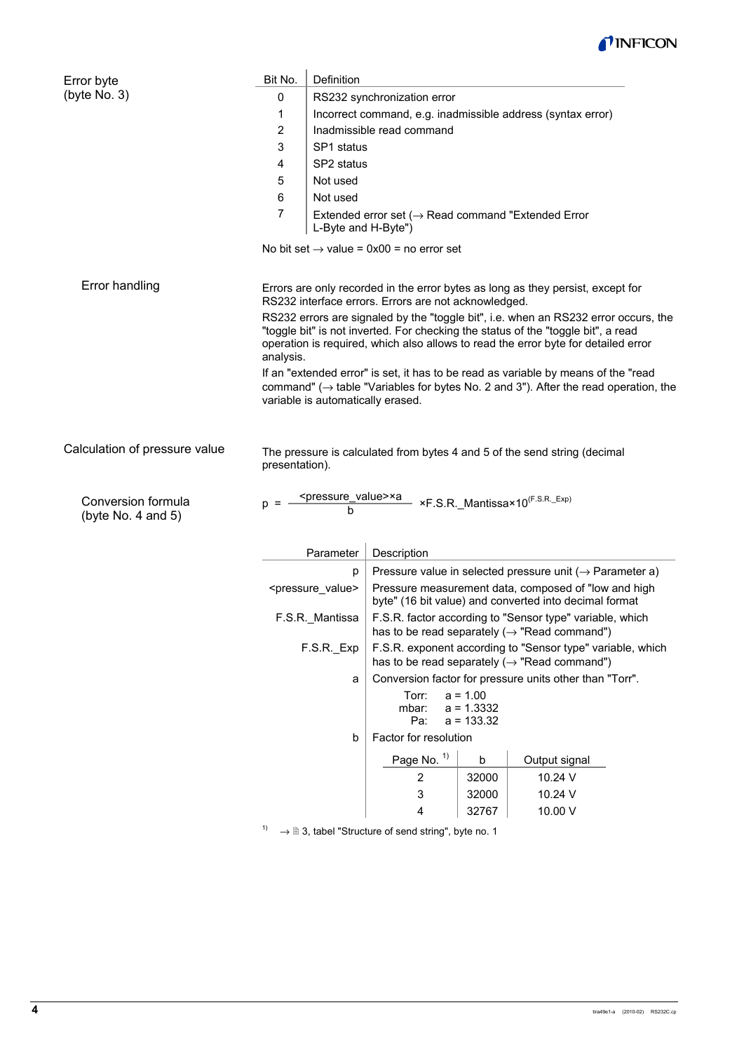## Error byte (byte No. 3)

| Bit No. | Definition |
|---|---|
| 0 | RS232 synchronization error |
| 1 | Incorrect command, e.g. inadmissible address (syntax error) |
| 2 | Inadmissible read command |
| 3 | SP1 status |
| 4 | SP2 status |
| 5 | Not used |
| 6 | Not used |
| 7 | Extended error set (→ Read command "Extended Error L-Byte and H-Byte") |

No bit set → value = 0x00 = no error set

### Error handling

Errors are only recorded in the error bytes as long as they persist, except for RS232 interface errors. Errors are not acknowledged.

RS232 errors are signaled by the "toggle bit", i.e. when an RS232 error occurs, the "toggle bit" is not inverted. For checking the status of the "toggle bit", a read operation is required, which also allows to read the error byte for detailed error analysis.

If an "extended error" is set, it has to be read as variable by means of the "read command" (→ table "Variables for bytes No. 2 and 3"). After the read operation, the variable is automatically erased.

## Calculation of pressure value

The pressure is calculated from bytes 4 and 5 of the send string (decimal presentation).

### Conversion formula (byte No. 4 and 5)

$$p = \frac{\text{<pressure\_value>} \times a}{b} \times \text{F.S.R.\_Mantissa} \times 10^{(\text{F.S.R.\_Exp})}$$

| Parameter | Description |
|---|---|
| p | Pressure value in selected pressure unit (→ Parameter a) |
| <pressure_value> | Pressure measurement data, composed of "low and high byte" (16 bit value) and converted into decimal format |
| F.S.R._Mantissa | F.S.R. factor according to "Sensor type" variable, which has to be read separately (→ "Read command") |
| F.S.R._Exp | F.S.R. exponent according to "Sensor type" variable, which has to be read separately (→ "Read command") |
| a | Conversion factor for pressure units other than "Torr".<br>Torr: a = 1.00<br>mbar: a = 1.3332<br>Pa: a = 133.32 |
| b | Factor for resolution |

| Page No. [1] | b | Output signal |
|---|---|---|
| 2 | 32000 | 10.24 V |
| 3 | 32000 | 10.24 V |
| 4 | 32767 | 10.00 V |

[1] → 3, tabel "Structure of send string", byte no. 1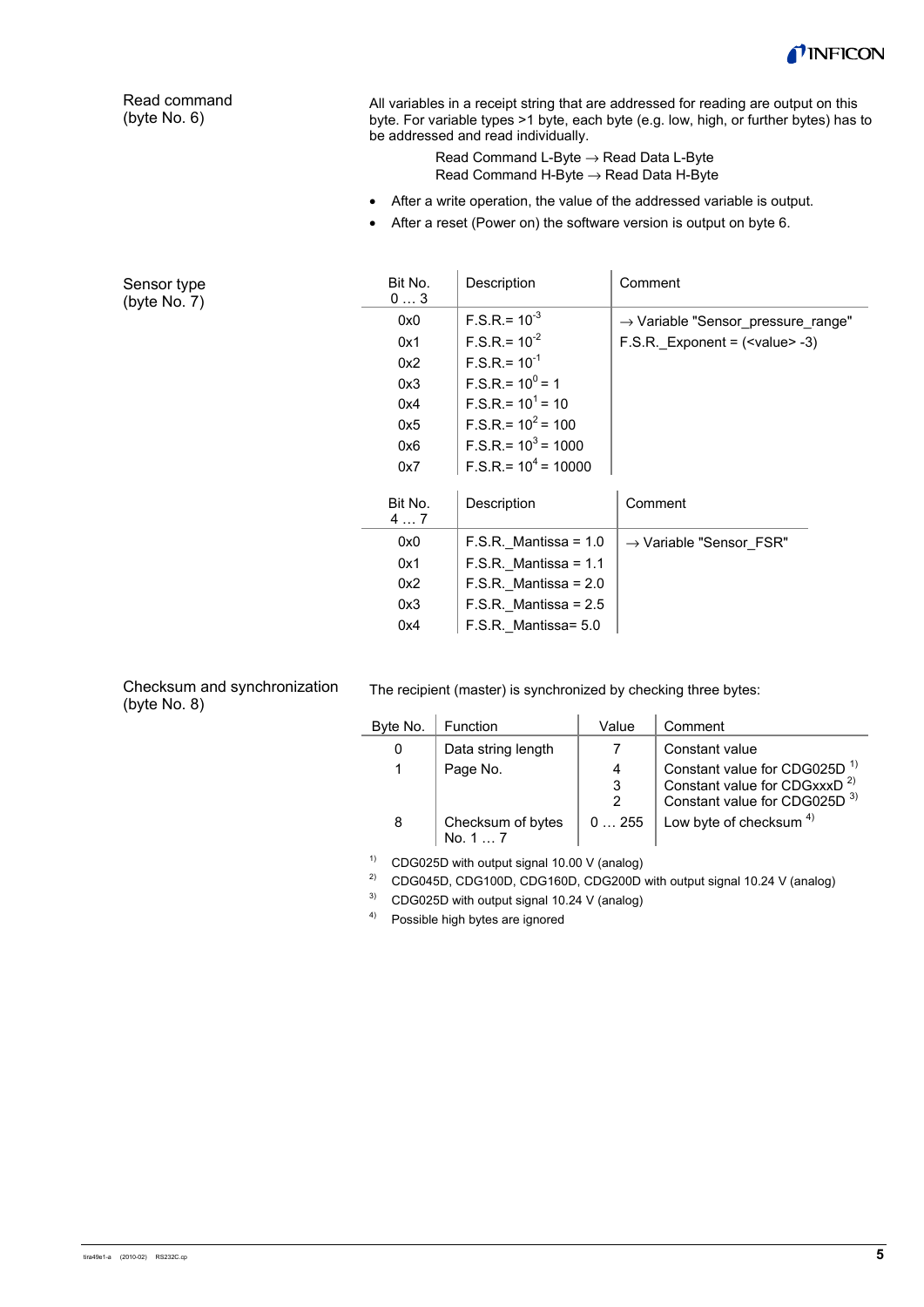## Read command (byte No. 6)

All variables in a receipt string that are addressed for reading are output on this byte. For variable types >1 byte, each byte (e.g. low, high, or further bytes) has to be addressed and read individually.

Read Command L-Byte → Read Data L-Byte
Read Command H-Byte → Read Data H-Byte

- After a write operation, the value of the addressed variable is output.
- After a reset (Power on) the software version is output on byte 6.

## Sensor type (byte No. 7)

| Bit No. 0 … 3 | Description | Comment |
|---|---|---|
| 0x0 | F.S.R.= $10^{-3}$ | → Variable "Sensor_pressure_range" |
| 0x1 | F.S.R.= $10^{-2}$ | F.S.R._Exponent = (<value> -3) |
| 0x2 | F.S.R.= $10^{-1}$ | |
| 0x3 | F.S.R.= $10^{0}$ = 1 | |
| 0x4 | F.S.R.= $10^{1}$ = 10 | |
| 0x5 | F.S.R.= $10^{2}$ = 100 | |
| 0x6 | F.S.R.= $10^{3}$ = 1000 | |
| 0x7 | F.S.R.= $10^{4}$ = 10000 | |

| Bit No. 4 … 7 | Description | Comment |
|---|---|---|
| 0x0 | F.S.R._Mantissa = 1.0 | → Variable "Sensor_FSR" |
| 0x1 | F.S.R._Mantissa = 1.1 | |
| 0x2 | F.S.R._Mantissa = 2.0 | |
| 0x3 | F.S.R._Mantissa = 2.5 | |
| 0x4 | F.S.R._Mantissa= 5.0 | |

## Checksum and synchronization (byte No. 8)

The recipient (master) is synchronized by checking three bytes:

| Byte No. | Function | Value | Comment |
|---|---|---|---|
| 0 | Data string length | 7 | Constant value |
| 1 | Page No. | 4<br>3<br>2 | Constant value for CDG025D [1)]<br>Constant value for CDGxxxD [2)]<br>Constant value for CDG025D [3)] |
| 8 | Checksum of bytes No. 1 … 7 | 0 … 255 | Low byte of checksum [4)] |

[1)] CDG025D with output signal 10.00 V (analog)

[2)] CDG045D, CDG100D, CDG160D, CDG200D with output signal 10.24 V (analog)

[3)] CDG025D with output signal 10.24 V (analog)

[4)] Possible high bytes are ignored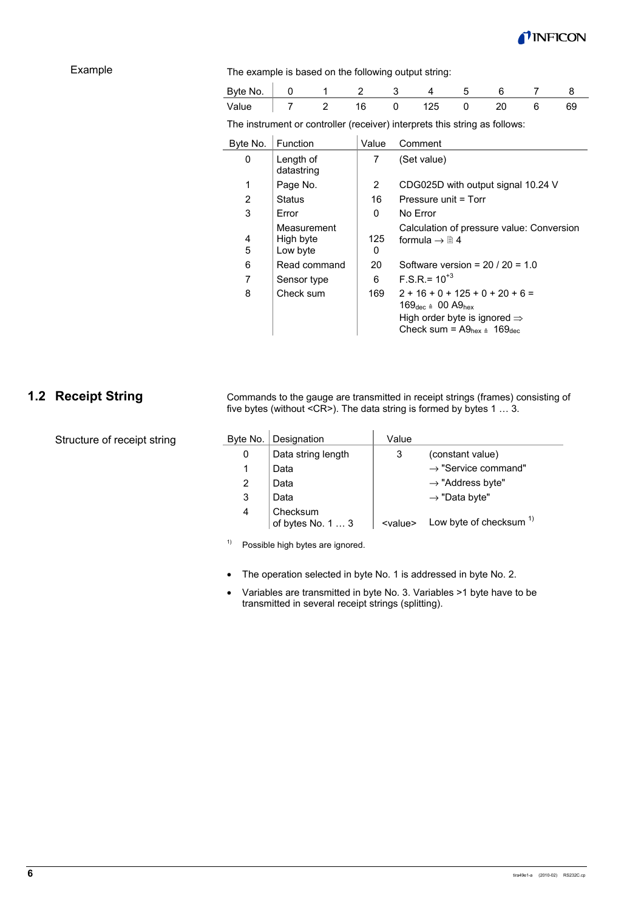Example

The example is based on the following output string:

| Byte No. | 0 | 1 | 2 | 3 | 4 | 5 | 6 | 7 | 8 |
|---|---|---|---|---|---|---|---|---|---|
| Value | 7 | 2 | 16 | 0 | 125 | 0 | 20 | 6 | 69 |

The instrument or controller (receiver) interprets this string as follows:

| Byte No. | Function | Value | Comment |
|---|---|---|---|
| 0 | Length of datastring | 7 | (Set value) |
| 1 | Page No. | 2 | CDG025D with output signal 10.24 V |
| 2 | Status | 16 | Pressure unit = Torr |
| 3 | Error | 0 | No Error |
| | Measurement | | Calculation of pressure value: Conversion formula → 🗎 4 |
| 4 | High byte | 125 | |
| 5 | Low byte | 0 | |
| 6 | Read command | 20 | Software version = 20 / 20 = 1.0 |
| 7 | Sensor type | 6 | F.S.R.= $10^{+3}$ |
| 8 | Check sum | 169 | 2 + 16 + 0 + 125 + 0 + 20 + 6 = $169_{dec}$ ≙ 00 $A9_{hex}$ High order byte is ignored ⇒ Check sum = $A9_{hex}$ ≙ $169_{dec}$ |

## 1.2 Receipt String

Commands to the gauge are transmitted in receipt strings (frames) consisting of five bytes (without <CR>). The data string is formed by bytes 1 … 3.

Structure of receipt string

| Byte No. | Designation | Value | |
|---|---|---|---|
| 0 | Data string length | 3 | (constant value) |
| 1 | Data | | → "Service command" |
| 2 | Data | | → "Address byte" |
| 3 | Data | | → "Data byte" |
| 4 | Checksum of bytes No. 1 … 3 | <value> | Low byte of checksum [1] |

[1] Possible high bytes are ignored.

- The operation selected in byte No. 1 is addressed in byte No. 2.
- Variables are transmitted in byte No. 3. Variables >1 byte have to be transmitted in several receipt strings (splitting).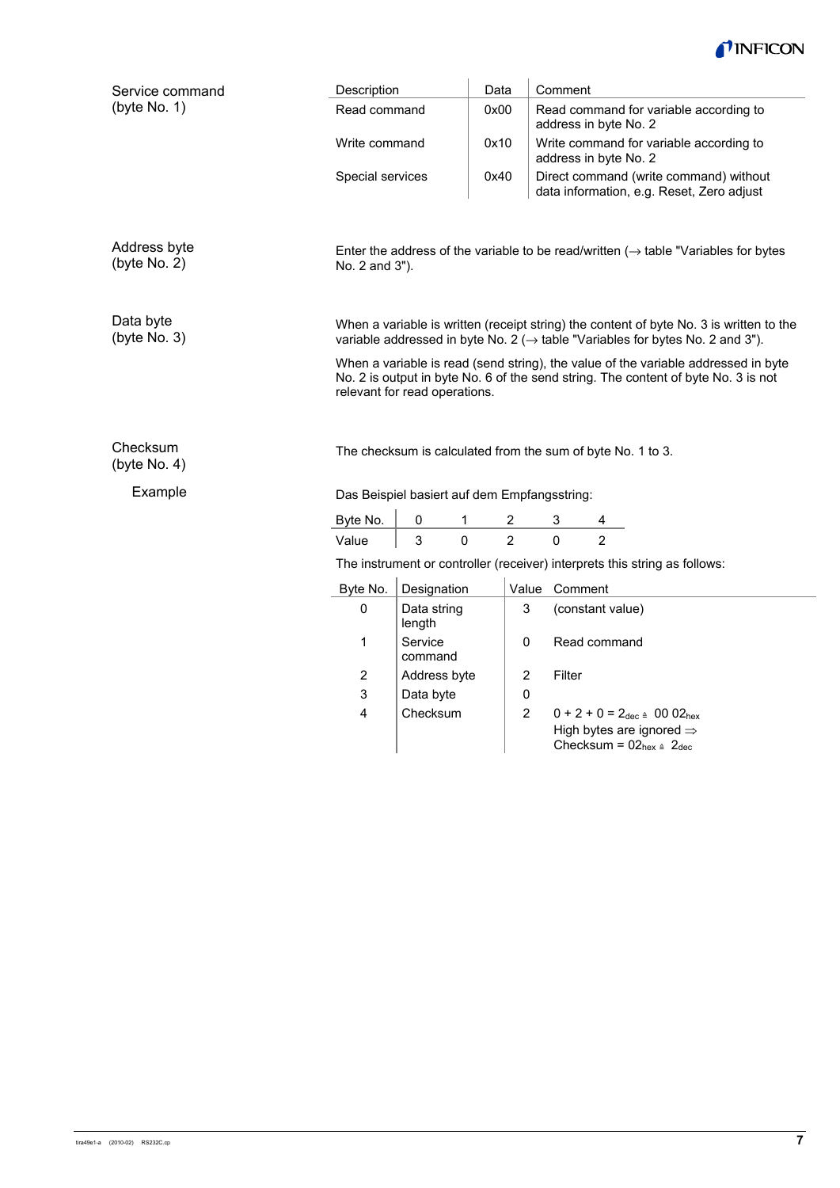**Service command (byte No. 1)**

| Description | Data | Comment |
|---|---|---|
| Read command | 0x00 | Read command for variable according to address in byte No. 2 |
| Write command | 0x10 | Write command for variable according to address in byte No. 2 |
| Special services | 0x40 | Direct command (write command) without data information, e.g. Reset, Zero adjust |

**Address byte (byte No. 2)**

Enter the address of the variable to be read/written (→ table "Variables for bytes No. 2 and 3").

**Data byte (byte No. 3)**

When a variable is written (receipt string) the content of byte No. 3 is written to the variable addressed in byte No. 2 (→ table "Variables for bytes No. 2 and 3").

When a variable is read (send string), the value of the variable addressed in byte No. 2 is output in byte No. 6 of the send string. The content of byte No. 3 is not relevant for read operations.

**Checksum (byte No. 4)**

The checksum is calculated from the sum of byte No. 1 to 3.

**Example**

Das Beispiel basiert auf dem Empfangsstring:

| Byte No. | 0 | 1 | 2 | 3 | 4 |
|---|---|---|---|---|---|
| Value | 3 | 0 | 2 | 0 | 2 |

The instrument or controller (receiver) interprets this string as follows:

| Byte No. | Designation | Value | Comment |
|---|---|---|---|
| 0 | Data string length | 3 | (constant value) |
| 1 | Service command | 0 | Read command |
| 2 | Address byte | 2 | Filter |
| 3 | Data byte | 0 | |
| 4 | Checksum | 2 | $0 + 2 + 0 = 2_{dec} \triangleq 00\ 02_{hex}$ High bytes are ignored ⇒ Checksum = $02_{hex} \triangleq 2_{dec}$ |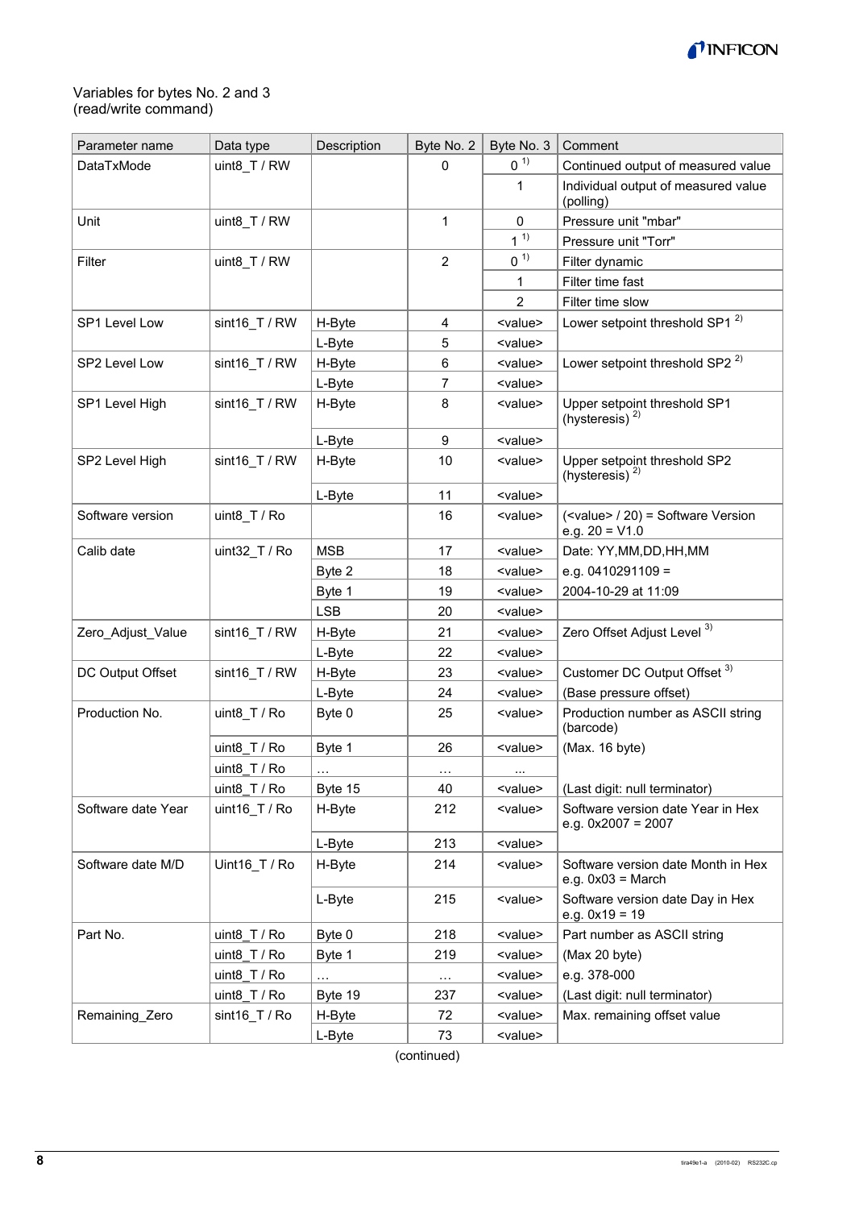Variables for bytes No. 2 and 3
(read/write command)

| Parameter name | Data type | Description | Byte No. 2 | Byte No. 3 | Comment |
|---|---|---|---|---|---|
| DataTxMode | uint8_T / RW | | 0 | 0 [1] | Continued output of measured value |
| | | | | 1 | Individual output of measured value (polling) |
| Unit | uint8_T / RW | | 1 | 0 | Pressure unit "mbar" |
| | | | | 1 [1] | Pressure unit "Torr" |
| Filter | uint8_T / RW | | 2 | 0 [1] | Filter dynamic |
| | | | | 1 | Filter time fast |
| | | | | 2 | Filter time slow |
| SP1 Level Low | sint16_T / RW | H-Byte | 4 | <value> | Lower setpoint threshold SP1 [2] |
| | | L-Byte | 5 | <value> | |
| SP2 Level Low | sint16_T / RW | H-Byte | 6 | <value> | Lower setpoint threshold SP2 [2] |
| | | L-Byte | 7 | <value> | |
| SP1 Level High | sint16_T / RW | H-Byte | 8 | <value> | Upper setpoint threshold SP1 (hysteresis) [2] |
| | | L-Byte | 9 | <value> | |
| SP2 Level High | sint16_T / RW | H-Byte | 10 | <value> | Upper setpoint threshold SP2 (hysteresis) [2] |
| | | L-Byte | 11 | <value> | |
| Software version | uint8_T / Ro | | 16 | <value> | (<value> / 20) = Software Version e.g. 20 = V1.0 |
| Calib date | uint32_T / Ro | MSB | 17 | <value> | Date: YY,MM,DD,HH,MM |
| | | Byte 2 | 18 | <value> | e.g. 0410291109 = |
| | | Byte 1 | 19 | <value> | 2004-10-29 at 11:09 |
| | | LSB | 20 | <value> | |
| Zero_Adjust_Value | sint16_T / RW | H-Byte | 21 | <value> | Zero Offset Adjust Level [3] |
| | | L-Byte | 22 | <value> | |
| DC Output Offset | sint16_T / RW | H-Byte | 23 | <value> | Customer DC Output Offset [3] |
| | | L-Byte | 24 | <value> | (Base pressure offset) |
| Production No. | uint8_T / Ro | Byte 0 | 25 | <value> | Production number as ASCII string (barcode) |
| | uint8_T / Ro | Byte 1 | 26 | <value> | (Max. 16 byte) |
| | uint8_T / Ro | … | … | ... | |
| | uint8_T / Ro | Byte 15 | 40 | <value> | (Last digit: null terminator) |
| Software date Year | uint16_T / Ro | H-Byte | 212 | <value> | Software version date Year in Hex e.g. 0x2007 = 2007 |
| | | L-Byte | 213 | <value> | |
| Software date M/D | Uint16_T / Ro | H-Byte | 214 | <value> | Software version date Month in Hex e.g. 0x03 = March |
| | | L-Byte | 215 | <value> | Software version date Day in Hex e.g. 0x19 = 19 |
| Part No. | uint8_T / Ro | Byte 0 | 218 | <value> | Part number as ASCII string |
| | uint8_T / Ro | Byte 1 | 219 | <value> | (Max 20 byte) |
| | uint8_T / Ro | … | … | <value> | e.g. 378-000 |
| | uint8_T / Ro | Byte 19 | 237 | <value> | (Last digit: null terminator) |
| Remaining_Zero | sint16_T / Ro | H-Byte | 72 | <value> | Max. remaining offset value |
| | | L-Byte | 73 | <value> | |

(continued)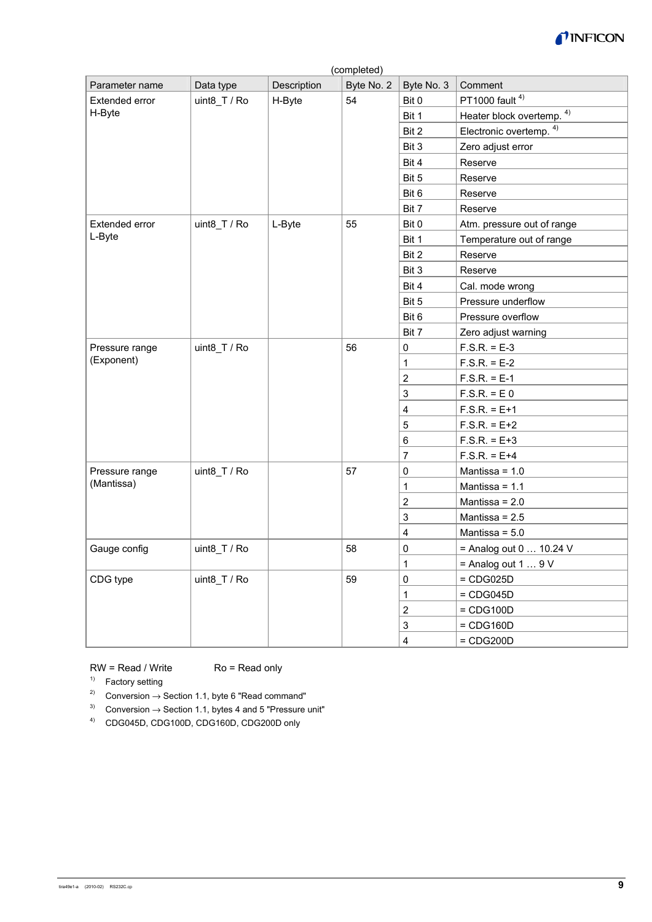(completed)

| Parameter name | Data type | Description | Byte No. 2 | Byte No. 3 | Comment |
|---|---|---|---|---|---|
| Extended error H-Byte | uint8_T / Ro | H-Byte | 54 | Bit 0 | PT1000 fault [4] |
| | | | | Bit 1 | Heater block overtemp. [4] |
| | | | | Bit 2 | Electronic overtemp. [4] |
| | | | | Bit 3 | Zero adjust error |
| | | | | Bit 4 | Reserve |
| | | | | Bit 5 | Reserve |
| | | | | Bit 6 | Reserve |
| | | | | Bit 7 | Reserve |
| Extended error L-Byte | uint8_T / Ro | L-Byte | 55 | Bit 0 | Atm. pressure out of range |
| | | | | Bit 1 | Temperature out of range |
| | | | | Bit 2 | Reserve |
| | | | | Bit 3 | Reserve |
| | | | | Bit 4 | Cal. mode wrong |
| | | | | Bit 5 | Pressure underflow |
| | | | | Bit 6 | Pressure overflow |
| | | | | Bit 7 | Zero adjust warning |
| Pressure range (Exponent) | uint8_T / Ro | | 56 | 0 | F.S.R. = E-3 |
| | | | | 1 | F.S.R. = E-2 |
| | | | | 2 | F.S.R. = E-1 |
| | | | | 3 | F.S.R. = E 0 |
| | | | | 4 | F.S.R. = E+1 |
| | | | | 5 | F.S.R. = E+2 |
| | | | | 6 | F.S.R. = E+3 |
| | | | | 7 | F.S.R. = E+4 |
| Pressure range (Mantissa) | uint8_T / Ro | | 57 | 0 | Mantissa = 1.0 |
| | | | | 1 | Mantissa = 1.1 |
| | | | | 2 | Mantissa = 2.0 |
| | | | | 3 | Mantissa = 2.5 |
| | | | | 4 | Mantissa = 5.0 |
| Gauge config | uint8_T / Ro | | 58 | 0 | = Analog out 0 … 10.24 V |
| | | | | 1 | = Analog out 1 … 9 V |
| CDG type | uint8_T / Ro | | 59 | 0 | = CDG025D |
| | | | | 1 | = CDG045D |
| | | | | 2 | = CDG100D |
| | | | | 3 | = CDG160D |
| | | | | 4 | = CDG200D |

RW = Read / Write Ro = Read only

[1] Factory setting

[2] Conversion → Section 1.1, byte 6 "Read command"

[3] Conversion → Section 1.1, bytes 4 and 5 "Pressure unit"

[4] CDG045D, CDG100D, CDG160D, CDG200D only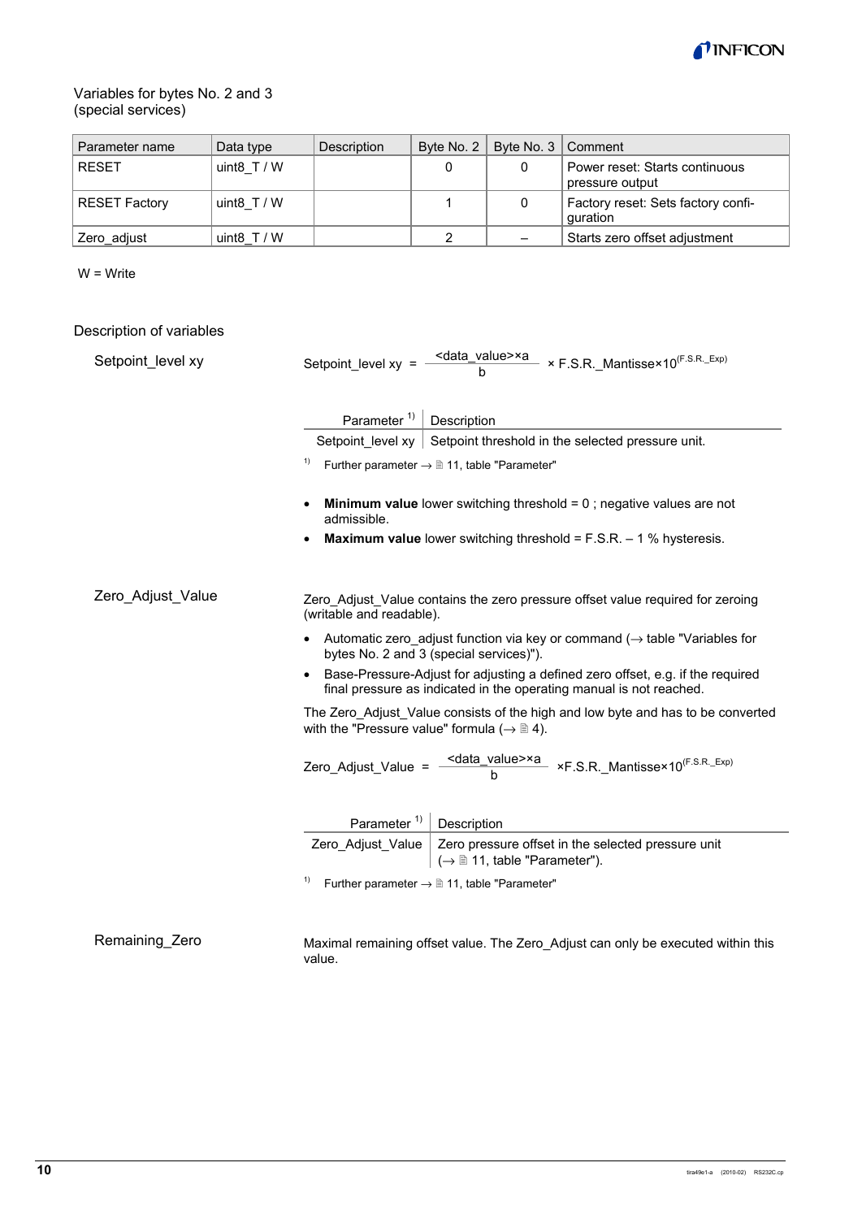Variables for bytes No. 2 and 3
(special services)

| Parameter name | Data type | Description | Byte No. 2 | Byte No. 3 | Comment |
|---|---|---|---|---|---|
| RESET | uint8_T / W | | 0 | 0 | Power reset: Starts continuous pressure output |
| RESET Factory | uint8_T / W | | 1 | 0 | Factory reset: Sets factory configuration |
| Zero_adjust | uint8_T / W | | 2 | – | Starts zero offset adjustment |

W = Write

## Description of variables

### Setpoint_level xy

$$\text{Setpoint\_level xy} = \frac{\text{<data\_value>} \times a}{b} \times \text{F.S.R.\_Mantisse} \times 10^{(\text{F.S.R.\_Exp})}$$

| Parameter [1] | Description |
|---|---|
| Setpoint_level xy | Setpoint threshold in the selected pressure unit. |

[1] Further parameter → 🗎 11, table "Parameter"

- **Minimum value** lower switching threshold = 0 ; negative values are not admissible.
- **Maximum value** lower switching threshold = F.S.R. – 1 % hysteresis.

### Zero_Adjust_Value

Zero_Adjust_Value contains the zero pressure offset value required for zeroing (writable and readable).

- Automatic zero_adjust function via key or command (→ table "Variables for bytes No. 2 and 3 (special services)").
- Base-Pressure-Adjust for adjusting a defined zero offset, e.g. if the required final pressure as indicated in the operating manual is not reached.

The Zero_Adjust_Value consists of the high and low byte and has to be converted with the "Pressure value" formula (→ 🗎 4).

$$\text{Zero\_Adjust\_Value} = \frac{\text{<data\_value>} \times a}{b} \times \text{F.S.R.\_Mantisse} \times 10^{(\text{F.S.R.\_Exp})}$$

| Parameter [1] | Description |
|---|---|
| Zero_Adjust_Value | Zero pressure offset in the selected pressure unit (→ 🗎 11, table "Parameter"). |

[1] Further parameter → 🗎 11, table "Parameter"

### Remaining_Zero

Maximal remaining offset value. The Zero_Adjust can only be executed within this value.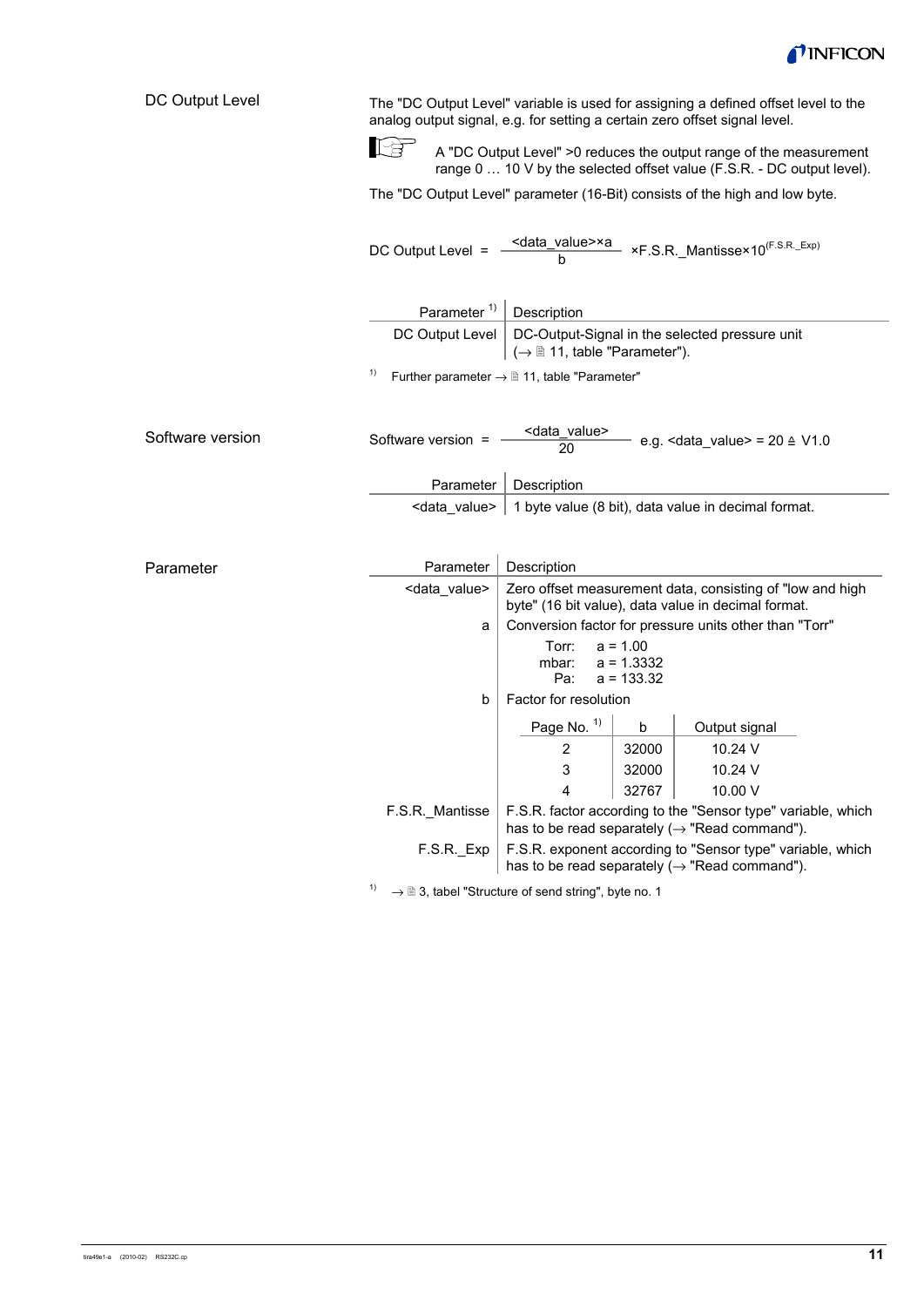## DC Output Level

The "DC Output Level" variable is used for assigning a defined offset level to the analog output signal, e.g. for setting a certain zero offset signal level.

> A "DC Output Level" >0 reduces the output range of the measurement range 0 … 10 V by the selected offset value (F.S.R. - DC output level).

The "DC Output Level" parameter (16-Bit) consists of the high and low byte.

$$\text{DC Output Level} = \frac{\text{<data\_value>} \times a}{b} \times \text{F.S.R.\_Mantisse} \times 10^{(\text{F.S.R.\_Exp})}$$

| Parameter [1] | Description |
|---|---|
| DC Output Level | DC-Output-Signal in the selected pressure unit (→ 🗎 11, table "Parameter"). |

[1] Further parameter → 🗎 11, table "Parameter"

## Software version

$$\text{Software version} = \frac{\text{<data\_value>}}{20} \quad \text{e.g. <data\_value>} = 20 \triangleq \text{V1.0}$$

| Parameter | Description |
|---|---|
| <data_value> | 1 byte value (8 bit), data value in decimal format. |

## Parameter

| Parameter | Description |
|---|---|
| <data_value> | Zero offset measurement data, consisting of "low and high byte" (16 bit value), data value in decimal format. |
| a | Conversion factor for pressure units other than "Torr"<br>Torr: a = 1.00<br>mbar: a = 1.3332<br>Pa: a = 133.32 |
| b | Factor for resolution (see table below) |
| F.S.R._Mantisse | F.S.R. factor according to the "Sensor type" variable, which has to be read separately (→ "Read command"). |
| F.S.R._Exp | F.S.R. exponent according to "Sensor type" variable, which has to be read separately (→ "Read command"). |

| Page No. [1] | b | Output signal |
|---|---|---|
| 2 | 32000 | 10.24 V |
| 3 | 32000 | 10.24 V |
| 4 | 32767 | 10.00 V |

[1] → 🗎 3, tabel "Structure of send string", byte no. 1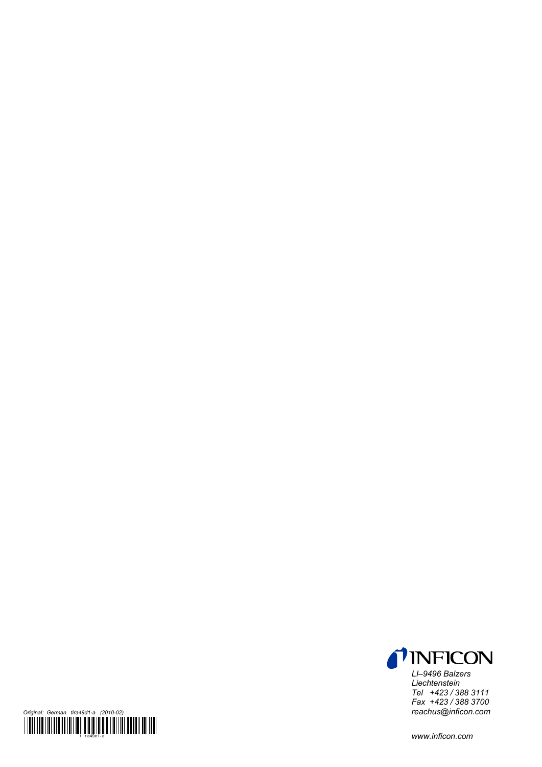INFICON

*LI–9496 Balzers*
*Liechtenstein*
*Tel +423 / 388 3111*
*Fax +423 / 388 3700*
*reachus@inficon.com*

*www.inficon.com*

*Original: German tira49d1-a (2010-02)*

tira49e1-a